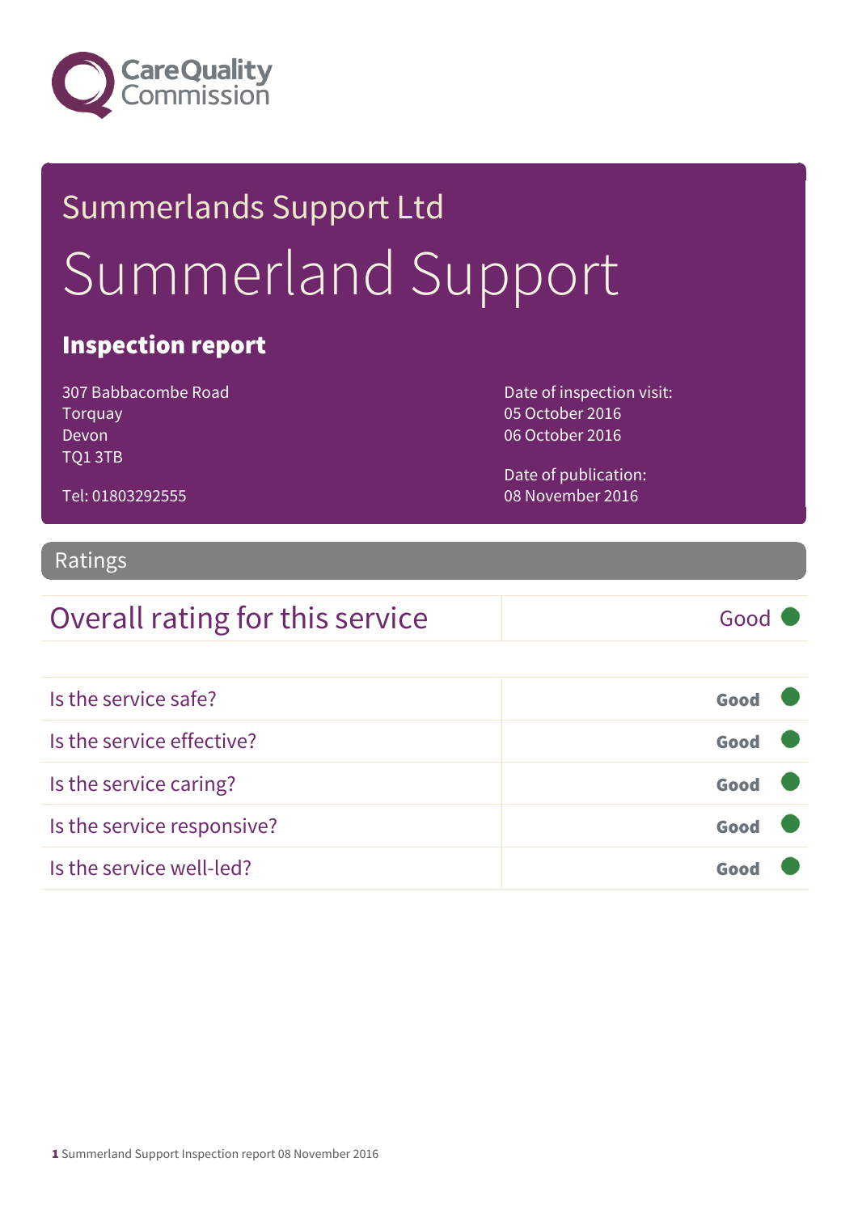Care Quality Commission

# Summerlands Support Ltd

# Summerland Support

## Inspection report

307 Babbacombe Road
Torquay
Devon
TQ1 3TB

Tel: 01803292555

Date of inspection visit:
05 October 2016
06 October 2016

Date of publication:
08 November 2016

## Ratings

| Overall rating for this service | Good |
| --- | --- |

| | |
| --- | --- |
| Is the service safe? | Good |
| Is the service effective? | Good |
| Is the service caring? | Good |
| Is the service responsive? | Good |
| Is the service well-led? | Good |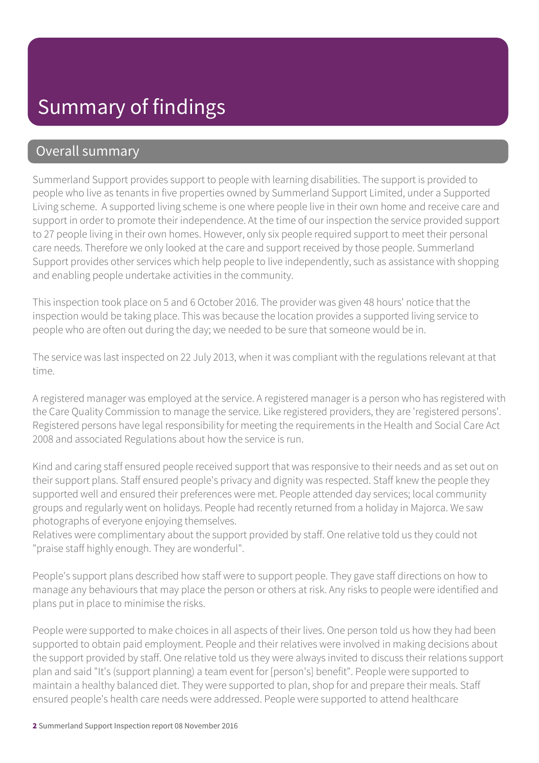# Summary of findings

## Overall summary

Summerland Support provides support to people with learning disabilities. The support is provided to people who live as tenants in five properties owned by Summerland Support Limited, under a Supported Living scheme. A supported living scheme is one where people live in their own home and receive care and support in order to promote their independence. At the time of our inspection the service provided support to 27 people living in their own homes. However, only six people required support to meet their personal care needs. Therefore we only looked at the care and support received by those people. Summerland Support provides other services which help people to live independently, such as assistance with shopping and enabling people undertake activities in the community.

This inspection took place on 5 and 6 October 2016. The provider was given 48 hours' notice that the inspection would be taking place. This was because the location provides a supported living service to people who are often out during the day; we needed to be sure that someone would be in.

The service was last inspected on 22 July 2013, when it was compliant with the regulations relevant at that time.

A registered manager was employed at the service. A registered manager is a person who has registered with the Care Quality Commission to manage the service. Like registered providers, they are 'registered persons'. Registered persons have legal responsibility for meeting the requirements in the Health and Social Care Act 2008 and associated Regulations about how the service is run.

Kind and caring staff ensured people received support that was responsive to their needs and as set out on their support plans. Staff ensured people's privacy and dignity was respected. Staff knew the people they supported well and ensured their preferences were met. People attended day services; local community groups and regularly went on holidays. People had recently returned from a holiday in Majorca. We saw photographs of everyone enjoying themselves.
Relatives were complimentary about the support provided by staff. One relative told us they could not "praise staff highly enough. They are wonderful".

People's support plans described how staff were to support people. They gave staff directions on how to manage any behaviours that may place the person or others at risk. Any risks to people were identified and plans put in place to minimise the risks.

People were supported to make choices in all aspects of their lives. One person told us how they had been supported to obtain paid employment. People and their relatives were involved in making decisions about the support provided by staff. One relative told us they were always invited to discuss their relations support plan and said "It's (support planning) a team event for [person's] benefit". People were supported to maintain a healthy balanced diet. They were supported to plan, shop for and prepare their meals. Staff ensured people's health care needs were addressed. People were supported to attend healthcare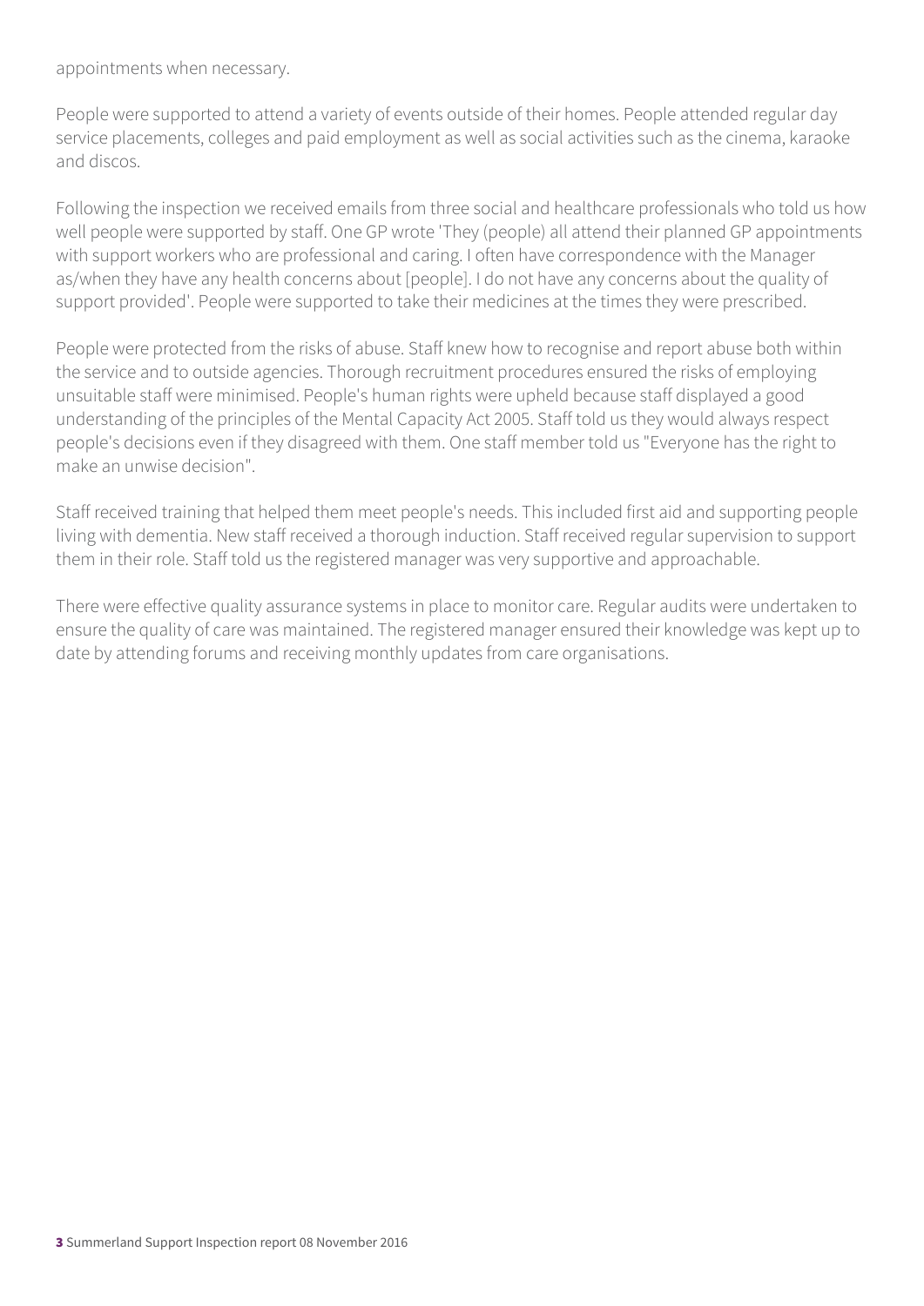appointments when necessary.

People were supported to attend a variety of events outside of their homes. People attended regular day service placements, colleges and paid employment as well as social activities such as the cinema, karaoke and discos.

Following the inspection we received emails from three social and healthcare professionals who told us how well people were supported by staff. One GP wrote 'They (people) all attend their planned GP appointments with support workers who are professional and caring. I often have correspondence with the Manager as/when they have any health concerns about [people]. I do not have any concerns about the quality of support provided'. People were supported to take their medicines at the times they were prescribed.

People were protected from the risks of abuse. Staff knew how to recognise and report abuse both within the service and to outside agencies. Thorough recruitment procedures ensured the risks of employing unsuitable staff were minimised. People's human rights were upheld because staff displayed a good understanding of the principles of the Mental Capacity Act 2005. Staff told us they would always respect people's decisions even if they disagreed with them. One staff member told us "Everyone has the right to make an unwise decision".

Staff received training that helped them meet people's needs. This included first aid and supporting people living with dementia. New staff received a thorough induction. Staff received regular supervision to support them in their role. Staff told us the registered manager was very supportive and approachable.

There were effective quality assurance systems in place to monitor care. Regular audits were undertaken to ensure the quality of care was maintained. The registered manager ensured their knowledge was kept up to date by attending forums and receiving monthly updates from care organisations.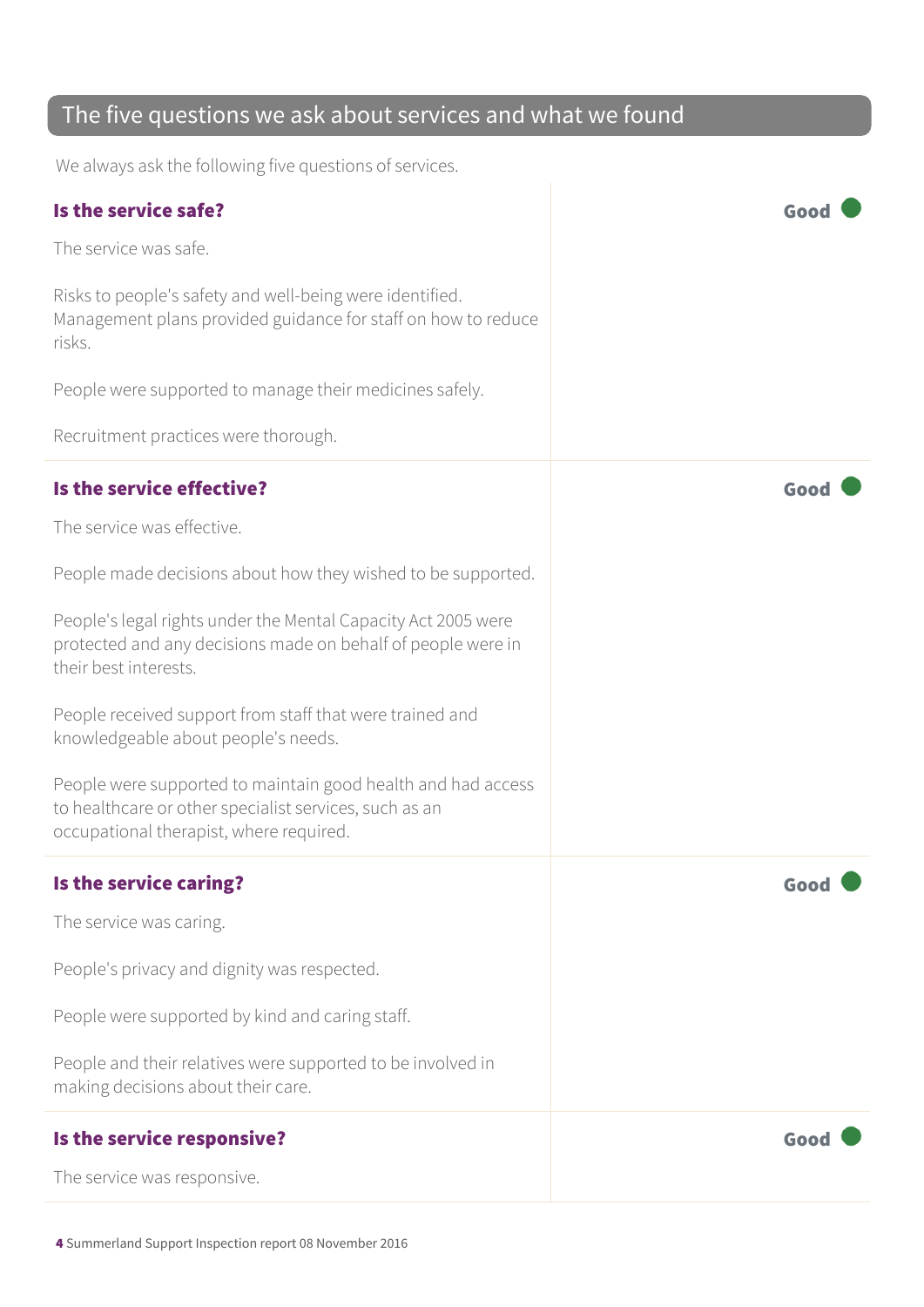## The five questions we ask about services and what we found

We always ask the following five questions of services.

### Is the service safe?

**Good**

The service was safe.

Risks to people's safety and well-being were identified. Management plans provided guidance for staff on how to reduce risks.

People were supported to manage their medicines safely.

Recruitment practices were thorough.

### Is the service effective?

**Good**

The service was effective.

People made decisions about how they wished to be supported.

People's legal rights under the Mental Capacity Act 2005 were protected and any decisions made on behalf of people were in their best interests.

People received support from staff that were trained and knowledgeable about people's needs.

People were supported to maintain good health and had access to healthcare or other specialist services, such as an occupational therapist, where required.

### Is the service caring?

**Good**

The service was caring.

People's privacy and dignity was respected.

People were supported by kind and caring staff.

People and their relatives were supported to be involved in making decisions about their care.

### Is the service responsive?

**Good**

The service was responsive.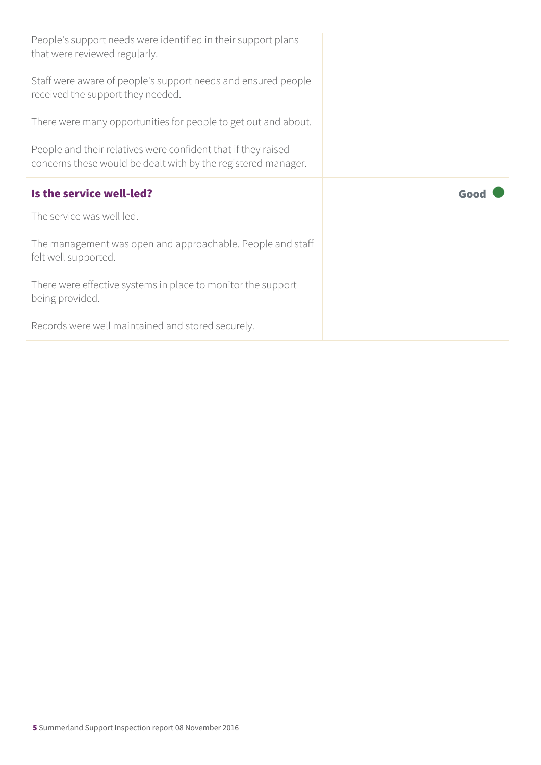People's support needs were identified in their support plans that were reviewed regularly.

Staff were aware of people's support needs and ensured people received the support they needed.

There were many opportunities for people to get out and about.

People and their relatives were confident that if they raised concerns these would be dealt with by the registered manager.

### Is the service well-led?

**Good**

The service was well led.

The management was open and approachable. People and staff felt well supported.

There were effective systems in place to monitor the support being provided.

Records were well maintained and stored securely.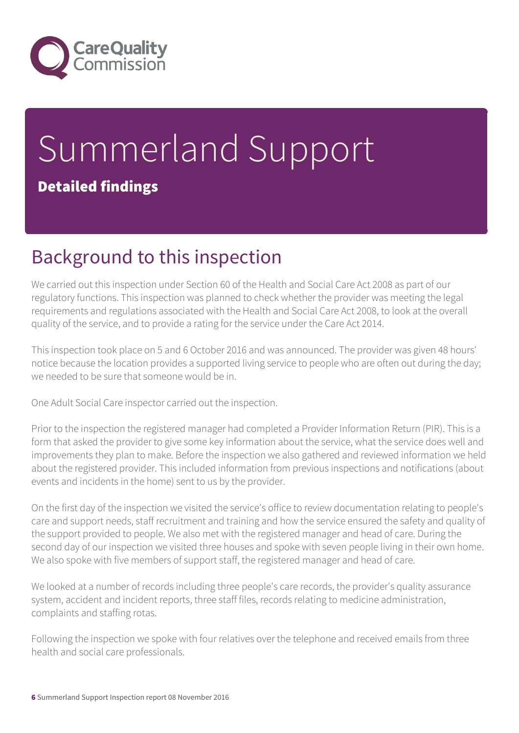# Summerland Support

**Detailed findings**

## Background to this inspection

We carried out this inspection under Section 60 of the Health and Social Care Act 2008 as part of our regulatory functions. This inspection was planned to check whether the provider was meeting the legal requirements and regulations associated with the Health and Social Care Act 2008, to look at the overall quality of the service, and to provide a rating for the service under the Care Act 2014.

This inspection took place on 5 and 6 October 2016 and was announced. The provider was given 48 hours' notice because the location provides a supported living service to people who are often out during the day; we needed to be sure that someone would be in.

One Adult Social Care inspector carried out the inspection.

Prior to the inspection the registered manager had completed a Provider Information Return (PIR). This is a form that asked the provider to give some key information about the service, what the service does well and improvements they plan to make. Before the inspection we also gathered and reviewed information we held about the registered provider. This included information from previous inspections and notifications (about events and incidents in the home) sent to us by the provider.

On the first day of the inspection we visited the service's office to review documentation relating to people's care and support needs, staff recruitment and training and how the service ensured the safety and quality of the support provided to people. We also met with the registered manager and head of care. During the second day of our inspection we visited three houses and spoke with seven people living in their own home. We also spoke with five members of support staff, the registered manager and head of care.

We looked at a number of records including three people's care records, the provider's quality assurance system, accident and incident reports, three staff files, records relating to medicine administration, complaints and staffing rotas.

Following the inspection we spoke with four relatives over the telephone and received emails from three health and social care professionals.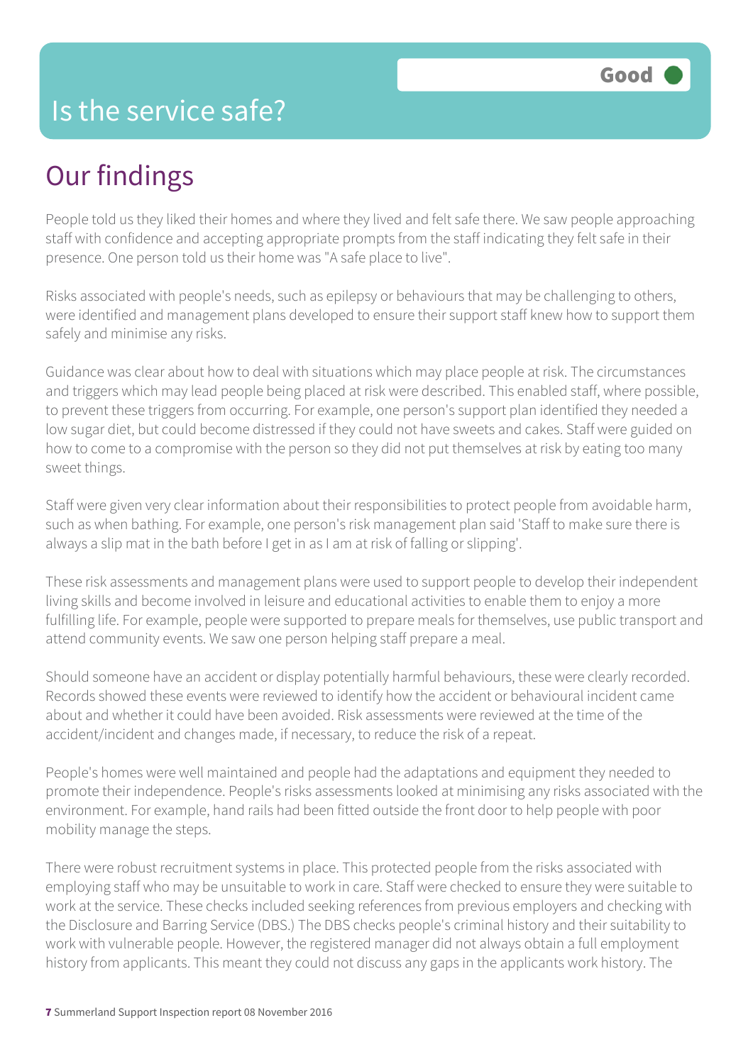# Is the service safe?

Good

## Our findings

People told us they liked their homes and where they lived and felt safe there. We saw people approaching staff with confidence and accepting appropriate prompts from the staff indicating they felt safe in their presence. One person told us their home was "A safe place to live".

Risks associated with people's needs, such as epilepsy or behaviours that may be challenging to others, were identified and management plans developed to ensure their support staff knew how to support them safely and minimise any risks.

Guidance was clear about how to deal with situations which may place people at risk. The circumstances and triggers which may lead people being placed at risk were described. This enabled staff, where possible, to prevent these triggers from occurring. For example, one person's support plan identified they needed a low sugar diet, but could become distressed if they could not have sweets and cakes. Staff were guided on how to come to a compromise with the person so they did not put themselves at risk by eating too many sweet things.

Staff were given very clear information about their responsibilities to protect people from avoidable harm, such as when bathing. For example, one person's risk management plan said 'Staff to make sure there is always a slip mat in the bath before I get in as I am at risk of falling or slipping'.

These risk assessments and management plans were used to support people to develop their independent living skills and become involved in leisure and educational activities to enable them to enjoy a more fulfilling life. For example, people were supported to prepare meals for themselves, use public transport and attend community events. We saw one person helping staff prepare a meal.

Should someone have an accident or display potentially harmful behaviours, these were clearly recorded. Records showed these events were reviewed to identify how the accident or behavioural incident came about and whether it could have been avoided. Risk assessments were reviewed at the time of the accident/incident and changes made, if necessary, to reduce the risk of a repeat.

People's homes were well maintained and people had the adaptations and equipment they needed to promote their independence. People's risks assessments looked at minimising any risks associated with the environment. For example, hand rails had been fitted outside the front door to help people with poor mobility manage the steps.

There were robust recruitment systems in place. This protected people from the risks associated with employing staff who may be unsuitable to work in care. Staff were checked to ensure they were suitable to work at the service. These checks included seeking references from previous employers and checking with the Disclosure and Barring Service (DBS.) The DBS checks people's criminal history and their suitability to work with vulnerable people. However, the registered manager did not always obtain a full employment history from applicants. This meant they could not discuss any gaps in the applicants work history. The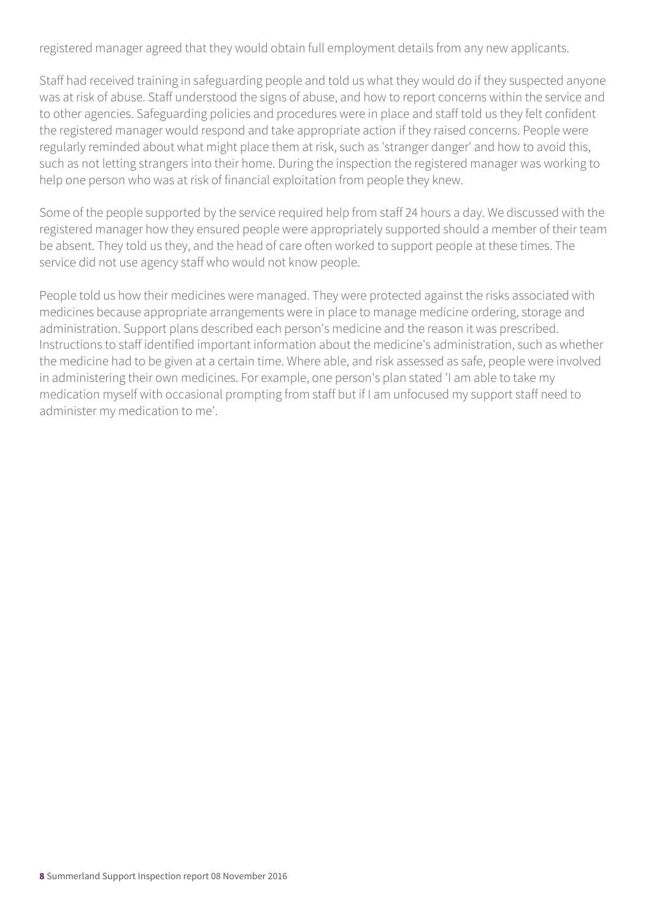registered manager agreed that they would obtain full employment details from any new applicants.

Staff had received training in safeguarding people and told us what they would do if they suspected anyone was at risk of abuse. Staff understood the signs of abuse, and how to report concerns within the service and to other agencies. Safeguarding policies and procedures were in place and staff told us they felt confident the registered manager would respond and take appropriate action if they raised concerns. People were regularly reminded about what might place them at risk, such as 'stranger danger' and how to avoid this, such as not letting strangers into their home. During the inspection the registered manager was working to help one person who was at risk of financial exploitation from people they knew.

Some of the people supported by the service required help from staff 24 hours a day. We discussed with the registered manager how they ensured people were appropriately supported should a member of their team be absent. They told us they, and the head of care often worked to support people at these times. The service did not use agency staff who would not know people.

People told us how their medicines were managed. They were protected against the risks associated with medicines because appropriate arrangements were in place to manage medicine ordering, storage and administration. Support plans described each person's medicine and the reason it was prescribed. Instructions to staff identified important information about the medicine's administration, such as whether the medicine had to be given at a certain time. Where able, and risk assessed as safe, people were involved in administering their own medicines. For example, one person's plan stated 'I am able to take my medication myself with occasional prompting from staff but if I am unfocused my support staff need to administer my medication to me'.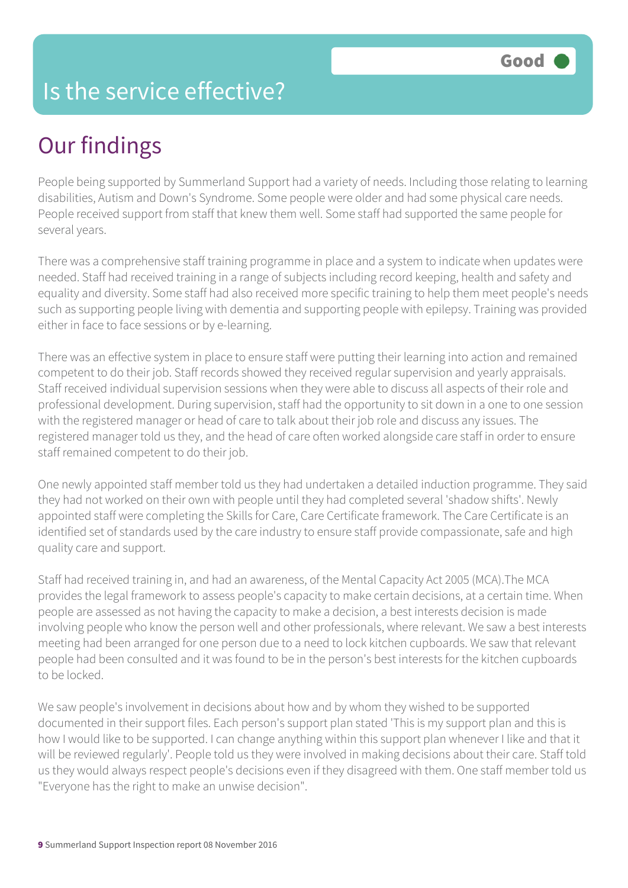# Is the service effective?

Good

## Our findings

People being supported by Summerland Support had a variety of needs. Including those relating to learning disabilities, Autism and Down's Syndrome. Some people were older and had some physical care needs. People received support from staff that knew them well. Some staff had supported the same people for several years.

There was a comprehensive staff training programme in place and a system to indicate when updates were needed. Staff had received training in a range of subjects including record keeping, health and safety and equality and diversity. Some staff had also received more specific training to help them meet people's needs such as supporting people living with dementia and supporting people with epilepsy. Training was provided either in face to face sessions or by e-learning.

There was an effective system in place to ensure staff were putting their learning into action and remained competent to do their job. Staff records showed they received regular supervision and yearly appraisals. Staff received individual supervision sessions when they were able to discuss all aspects of their role and professional development. During supervision, staff had the opportunity to sit down in a one to one session with the registered manager or head of care to talk about their job role and discuss any issues. The registered manager told us they, and the head of care often worked alongside care staff in order to ensure staff remained competent to do their job.

One newly appointed staff member told us they had undertaken a detailed induction programme. They said they had not worked on their own with people until they had completed several 'shadow shifts'. Newly appointed staff were completing the Skills for Care, Care Certificate framework. The Care Certificate is an identified set of standards used by the care industry to ensure staff provide compassionate, safe and high quality care and support.

Staff had received training in, and had an awareness, of the Mental Capacity Act 2005 (MCA).The MCA provides the legal framework to assess people's capacity to make certain decisions, at a certain time. When people are assessed as not having the capacity to make a decision, a best interests decision is made involving people who know the person well and other professionals, where relevant. We saw a best interests meeting had been arranged for one person due to a need to lock kitchen cupboards. We saw that relevant people had been consulted and it was found to be in the person's best interests for the kitchen cupboards to be locked.

We saw people's involvement in decisions about how and by whom they wished to be supported documented in their support files. Each person's support plan stated 'This is my support plan and this is how I would like to be supported. I can change anything within this support plan whenever I like and that it will be reviewed regularly'. People told us they were involved in making decisions about their care. Staff told us they would always respect people's decisions even if they disagreed with them. One staff member told us "Everyone has the right to make an unwise decision".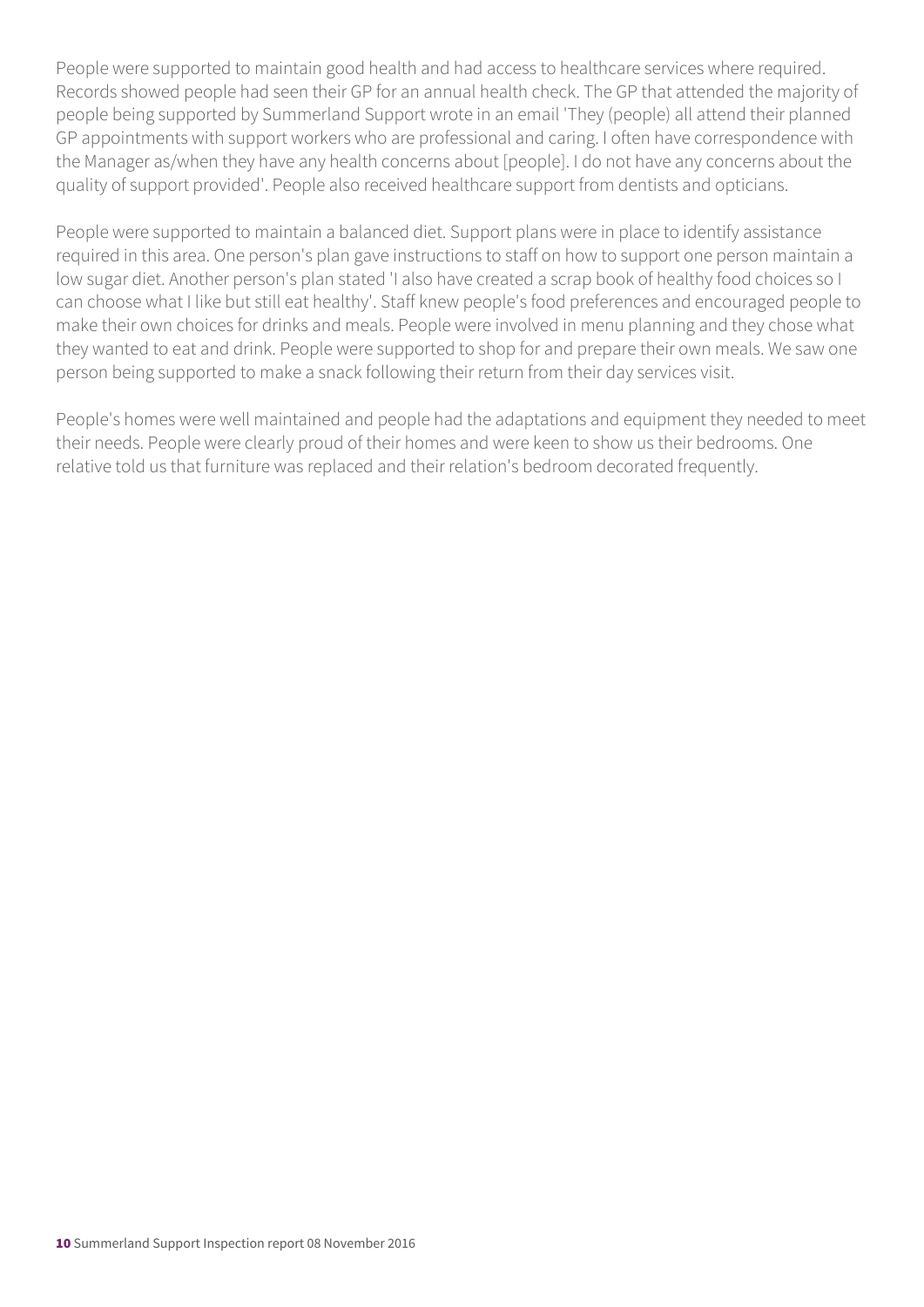People were supported to maintain good health and had access to healthcare services where required. Records showed people had seen their GP for an annual health check. The GP that attended the majority of people being supported by Summerland Support wrote in an email 'They (people) all attend their planned GP appointments with support workers who are professional and caring. I often have correspondence with the Manager as/when they have any health concerns about [people]. I do not have any concerns about the quality of support provided'. People also received healthcare support from dentists and opticians.

People were supported to maintain a balanced diet. Support plans were in place to identify assistance required in this area. One person's plan gave instructions to staff on how to support one person maintain a low sugar diet. Another person's plan stated 'I also have created a scrap book of healthy food choices so I can choose what I like but still eat healthy'. Staff knew people's food preferences and encouraged people to make their own choices for drinks and meals. People were involved in menu planning and they chose what they wanted to eat and drink. People were supported to shop for and prepare their own meals. We saw one person being supported to make a snack following their return from their day services visit.

People's homes were well maintained and people had the adaptations and equipment they needed to meet their needs. People were clearly proud of their homes and were keen to show us their bedrooms. One relative told us that furniture was replaced and their relation's bedroom decorated frequently.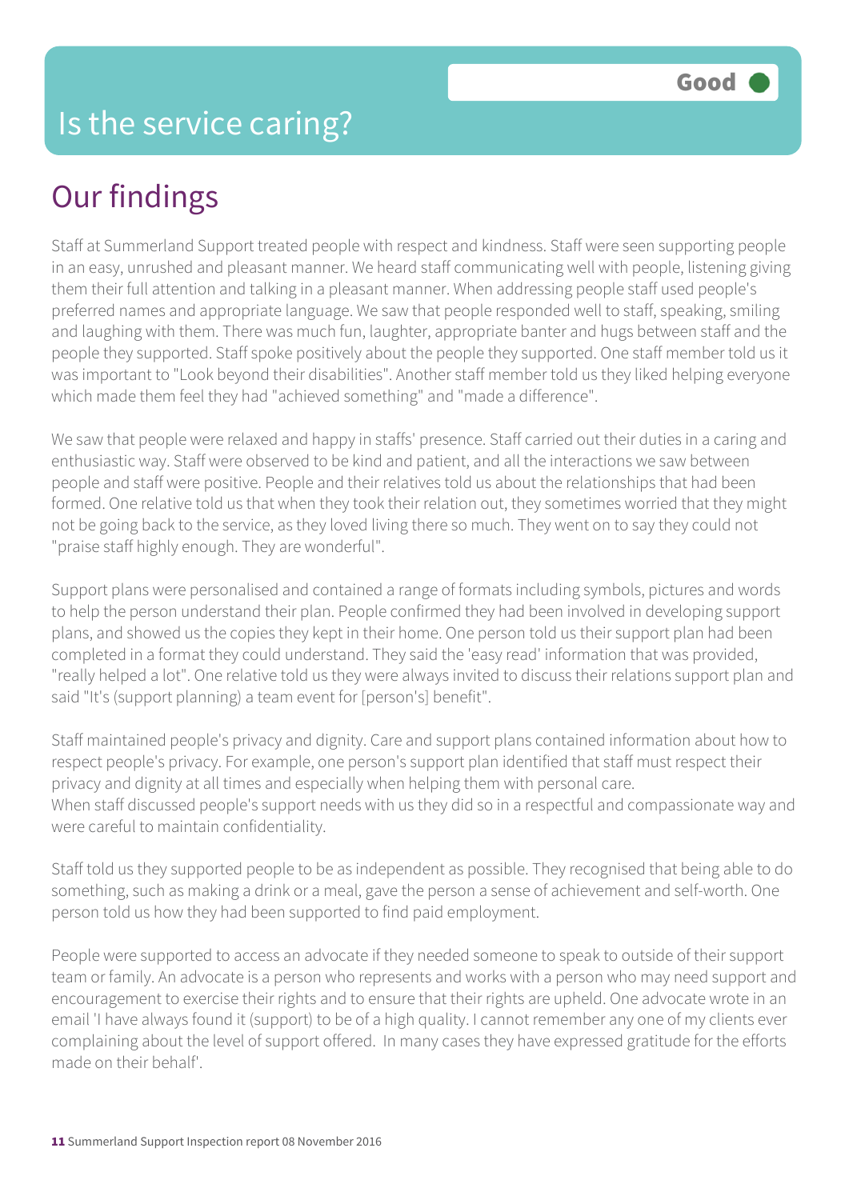# Is the service caring?

Good

## Our findings

Staff at Summerland Support treated people with respect and kindness. Staff were seen supporting people in an easy, unrushed and pleasant manner. We heard staff communicating well with people, listening giving them their full attention and talking in a pleasant manner. When addressing people staff used people's preferred names and appropriate language. We saw that people responded well to staff, speaking, smiling and laughing with them. There was much fun, laughter, appropriate banter and hugs between staff and the people they supported. Staff spoke positively about the people they supported. One staff member told us it was important to "Look beyond their disabilities". Another staff member told us they liked helping everyone which made them feel they had "achieved something" and "made a difference".

We saw that people were relaxed and happy in staffs' presence. Staff carried out their duties in a caring and enthusiastic way. Staff were observed to be kind and patient, and all the interactions we saw between people and staff were positive. People and their relatives told us about the relationships that had been formed. One relative told us that when they took their relation out, they sometimes worried that they might not be going back to the service, as they loved living there so much. They went on to say they could not "praise staff highly enough. They are wonderful".

Support plans were personalised and contained a range of formats including symbols, pictures and words to help the person understand their plan. People confirmed they had been involved in developing support plans, and showed us the copies they kept in their home. One person told us their support plan had been completed in a format they could understand. They said the 'easy read' information that was provided, "really helped a lot". One relative told us they were always invited to discuss their relations support plan and said "It's (support planning) a team event for [person's] benefit".

Staff maintained people's privacy and dignity. Care and support plans contained information about how to respect people's privacy. For example, one person's support plan identified that staff must respect their privacy and dignity at all times and especially when helping them with personal care.
When staff discussed people's support needs with us they did so in a respectful and compassionate way and were careful to maintain confidentiality.

Staff told us they supported people to be as independent as possible. They recognised that being able to do something, such as making a drink or a meal, gave the person a sense of achievement and self-worth. One person told us how they had been supported to find paid employment.

People were supported to access an advocate if they needed someone to speak to outside of their support team or family. An advocate is a person who represents and works with a person who may need support and encouragement to exercise their rights and to ensure that their rights are upheld. One advocate wrote in an email 'I have always found it (support) to be of a high quality. I cannot remember any one of my clients ever complaining about the level of support offered. In many cases they have expressed gratitude for the efforts made on their behalf'.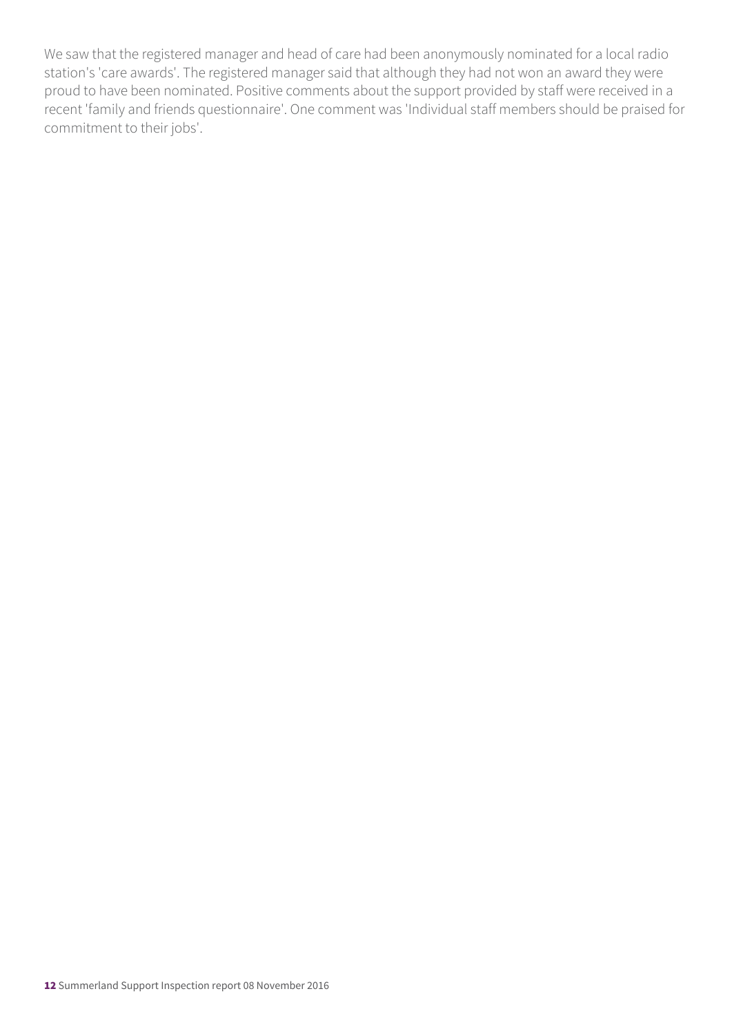We saw that the registered manager and head of care had been anonymously nominated for a local radio station's 'care awards'. The registered manager said that although they had not won an award they were proud to have been nominated. Positive comments about the support provided by staff were received in a recent 'family and friends questionnaire'. One comment was 'Individual staff members should be praised for commitment to their jobs'.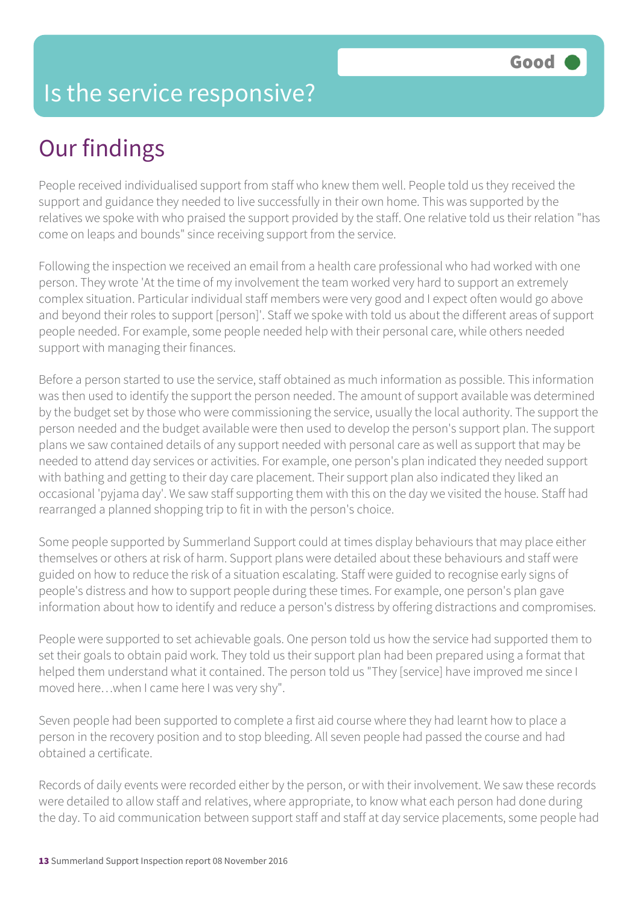# Is the service responsive?

Good

## Our findings

People received individualised support from staff who knew them well. People told us they received the support and guidance they needed to live successfully in their own home. This was supported by the relatives we spoke with who praised the support provided by the staff. One relative told us their relation "has come on leaps and bounds" since receiving support from the service.

Following the inspection we received an email from a health care professional who had worked with one person. They wrote 'At the time of my involvement the team worked very hard to support an extremely complex situation. Particular individual staff members were very good and I expect often would go above and beyond their roles to support [person]'. Staff we spoke with told us about the different areas of support people needed. For example, some people needed help with their personal care, while others needed support with managing their finances.

Before a person started to use the service, staff obtained as much information as possible. This information was then used to identify the support the person needed. The amount of support available was determined by the budget set by those who were commissioning the service, usually the local authority. The support the person needed and the budget available were then used to develop the person's support plan. The support plans we saw contained details of any support needed with personal care as well as support that may be needed to attend day services or activities. For example, one person's plan indicated they needed support with bathing and getting to their day care placement. Their support plan also indicated they liked an occasional 'pyjama day'. We saw staff supporting them with this on the day we visited the house. Staff had rearranged a planned shopping trip to fit in with the person's choice.

Some people supported by Summerland Support could at times display behaviours that may place either themselves or others at risk of harm. Support plans were detailed about these behaviours and staff were guided on how to reduce the risk of a situation escalating. Staff were guided to recognise early signs of people's distress and how to support people during these times. For example, one person's plan gave information about how to identify and reduce a person's distress by offering distractions and compromises.

People were supported to set achievable goals. One person told us how the service had supported them to set their goals to obtain paid work. They told us their support plan had been prepared using a format that helped them understand what it contained. The person told us "They [service] have improved me since I moved here…when I came here I was very shy".

Seven people had been supported to complete a first aid course where they had learnt how to place a person in the recovery position and to stop bleeding. All seven people had passed the course and had obtained a certificate.

Records of daily events were recorded either by the person, or with their involvement. We saw these records were detailed to allow staff and relatives, where appropriate, to know what each person had done during the day. To aid communication between support staff and staff at day service placements, some people had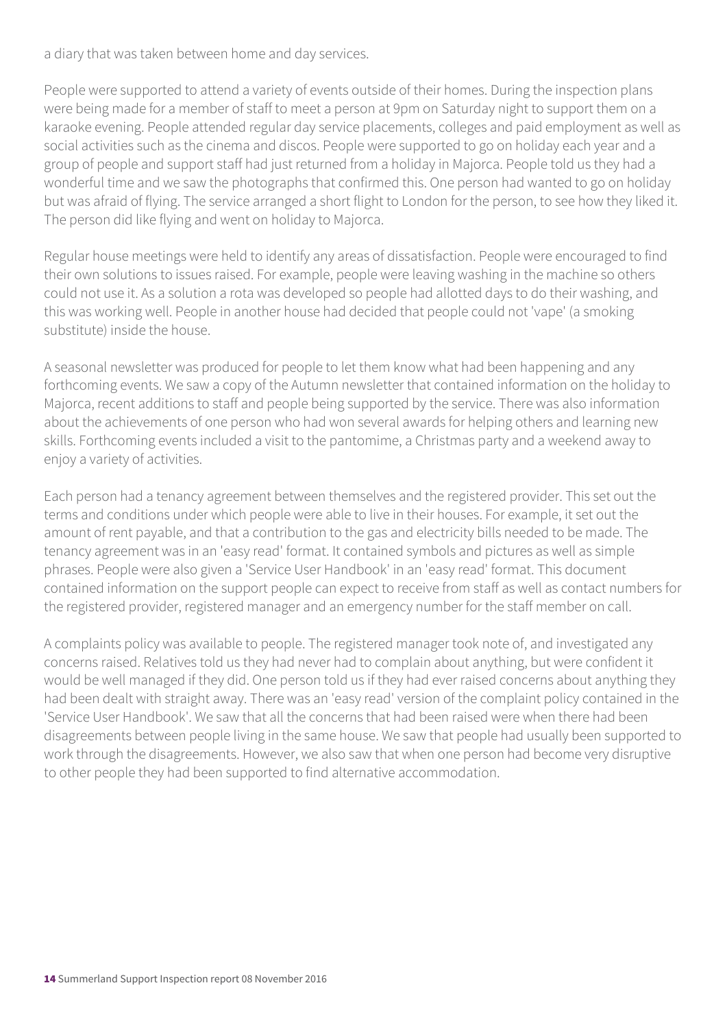a diary that was taken between home and day services.

People were supported to attend a variety of events outside of their homes. During the inspection plans were being made for a member of staff to meet a person at 9pm on Saturday night to support them on a karaoke evening. People attended regular day service placements, colleges and paid employment as well as social activities such as the cinema and discos. People were supported to go on holiday each year and a group of people and support staff had just returned from a holiday in Majorca. People told us they had a wonderful time and we saw the photographs that confirmed this. One person had wanted to go on holiday but was afraid of flying. The service arranged a short flight to London for the person, to see how they liked it. The person did like flying and went on holiday to Majorca.

Regular house meetings were held to identify any areas of dissatisfaction. People were encouraged to find their own solutions to issues raised. For example, people were leaving washing in the machine so others could not use it. As a solution a rota was developed so people had allotted days to do their washing, and this was working well. People in another house had decided that people could not 'vape' (a smoking substitute) inside the house.

A seasonal newsletter was produced for people to let them know what had been happening and any forthcoming events. We saw a copy of the Autumn newsletter that contained information on the holiday to Majorca, recent additions to staff and people being supported by the service. There was also information about the achievements of one person who had won several awards for helping others and learning new skills. Forthcoming events included a visit to the pantomime, a Christmas party and a weekend away to enjoy a variety of activities.

Each person had a tenancy agreement between themselves and the registered provider. This set out the terms and conditions under which people were able to live in their houses. For example, it set out the amount of rent payable, and that a contribution to the gas and electricity bills needed to be made. The tenancy agreement was in an 'easy read' format. It contained symbols and pictures as well as simple phrases. People were also given a 'Service User Handbook' in an 'easy read' format. This document contained information on the support people can expect to receive from staff as well as contact numbers for the registered provider, registered manager and an emergency number for the staff member on call.

A complaints policy was available to people. The registered manager took note of, and investigated any concerns raised. Relatives told us they had never had to complain about anything, but were confident it would be well managed if they did. One person told us if they had ever raised concerns about anything they had been dealt with straight away. There was an 'easy read' version of the complaint policy contained in the 'Service User Handbook'. We saw that all the concerns that had been raised were when there had been disagreements between people living in the same house. We saw that people had usually been supported to work through the disagreements. However, we also saw that when one person had become very disruptive to other people they had been supported to find alternative accommodation.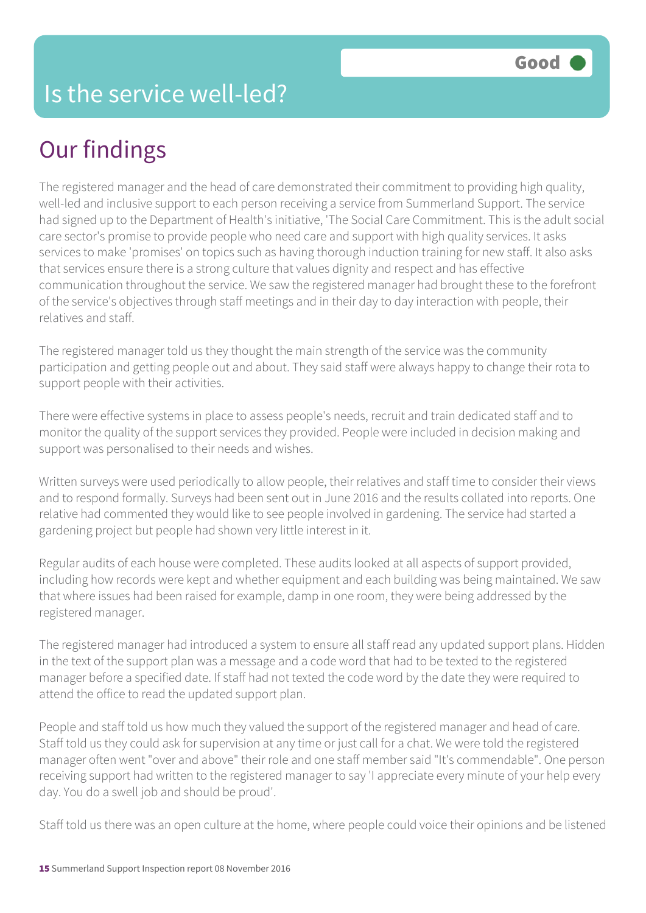# Is the service well-led?

**Good**

## Our findings

The registered manager and the head of care demonstrated their commitment to providing high quality, well-led and inclusive support to each person receiving a service from Summerland Support. The service had signed up to the Department of Health's initiative, 'The Social Care Commitment. This is the adult social care sector's promise to provide people who need care and support with high quality services. It asks services to make 'promises' on topics such as having thorough induction training for new staff. It also asks that services ensure there is a strong culture that values dignity and respect and has effective communication throughout the service. We saw the registered manager had brought these to the forefront of the service's objectives through staff meetings and in their day to day interaction with people, their relatives and staff.

The registered manager told us they thought the main strength of the service was the community participation and getting people out and about. They said staff were always happy to change their rota to support people with their activities.

There were effective systems in place to assess people's needs, recruit and train dedicated staff and to monitor the quality of the support services they provided. People were included in decision making and support was personalised to their needs and wishes.

Written surveys were used periodically to allow people, their relatives and staff time to consider their views and to respond formally. Surveys had been sent out in June 2016 and the results collated into reports. One relative had commented they would like to see people involved in gardening. The service had started a gardening project but people had shown very little interest in it.

Regular audits of each house were completed. These audits looked at all aspects of support provided, including how records were kept and whether equipment and each building was being maintained. We saw that where issues had been raised for example, damp in one room, they were being addressed by the registered manager.

The registered manager had introduced a system to ensure all staff read any updated support plans. Hidden in the text of the support plan was a message and a code word that had to be texted to the registered manager before a specified date. If staff had not texted the code word by the date they were required to attend the office to read the updated support plan.

People and staff told us how much they valued the support of the registered manager and head of care. Staff told us they could ask for supervision at any time or just call for a chat. We were told the registered manager often went "over and above" their role and one staff member said "It's commendable". One person receiving support had written to the registered manager to say 'I appreciate every minute of your help every day. You do a swell job and should be proud'.

Staff told us there was an open culture at the home, where people could voice their opinions and be listened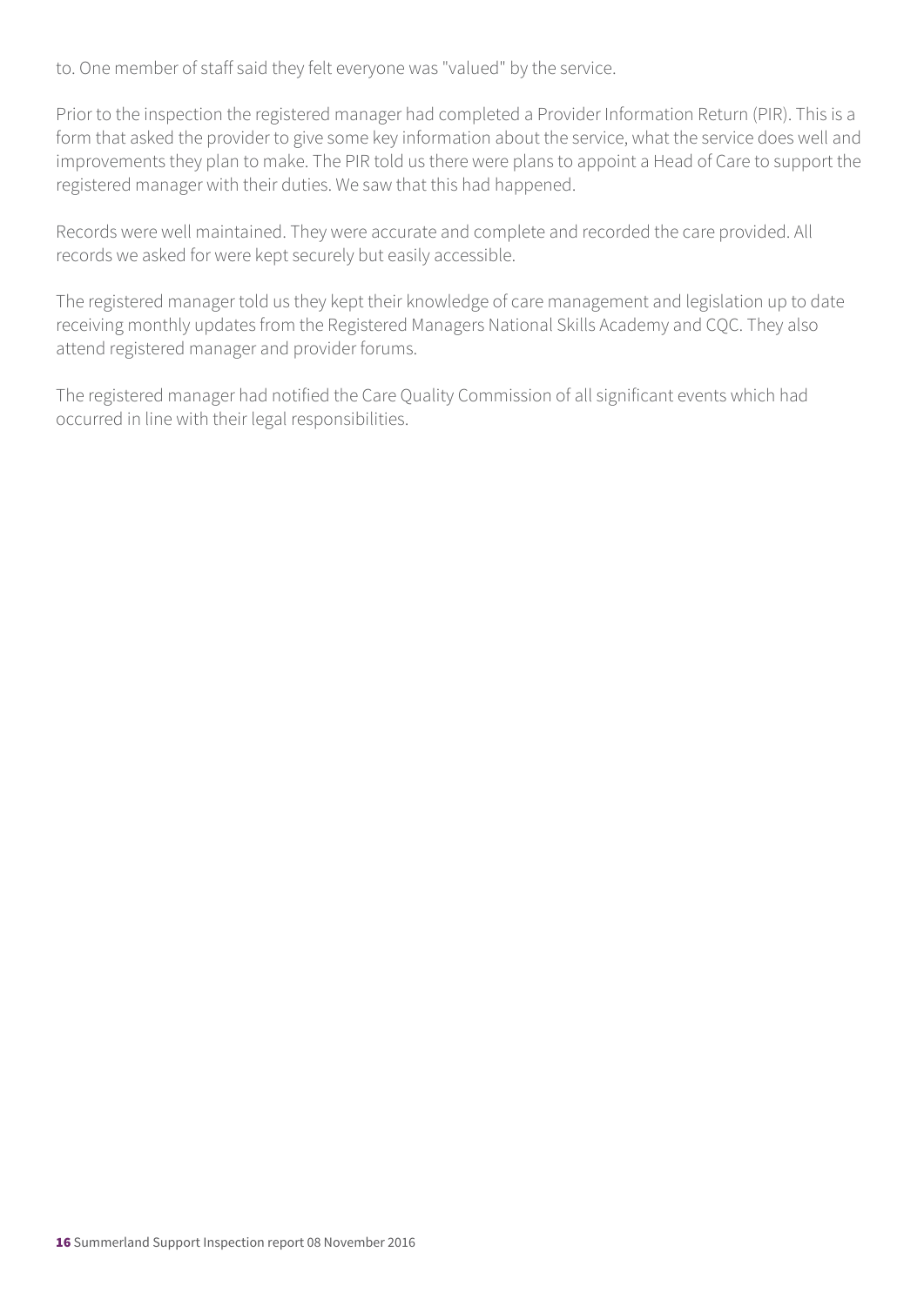to. One member of staff said they felt everyone was "valued" by the service.

Prior to the inspection the registered manager had completed a Provider Information Return (PIR). This is a form that asked the provider to give some key information about the service, what the service does well and improvements they plan to make. The PIR told us there were plans to appoint a Head of Care to support the registered manager with their duties. We saw that this had happened.

Records were well maintained. They were accurate and complete and recorded the care provided. All records we asked for were kept securely but easily accessible.

The registered manager told us they kept their knowledge of care management and legislation up to date receiving monthly updates from the Registered Managers National Skills Academy and CQC. They also attend registered manager and provider forums.

The registered manager had notified the Care Quality Commission of all significant events which had occurred in line with their legal responsibilities.